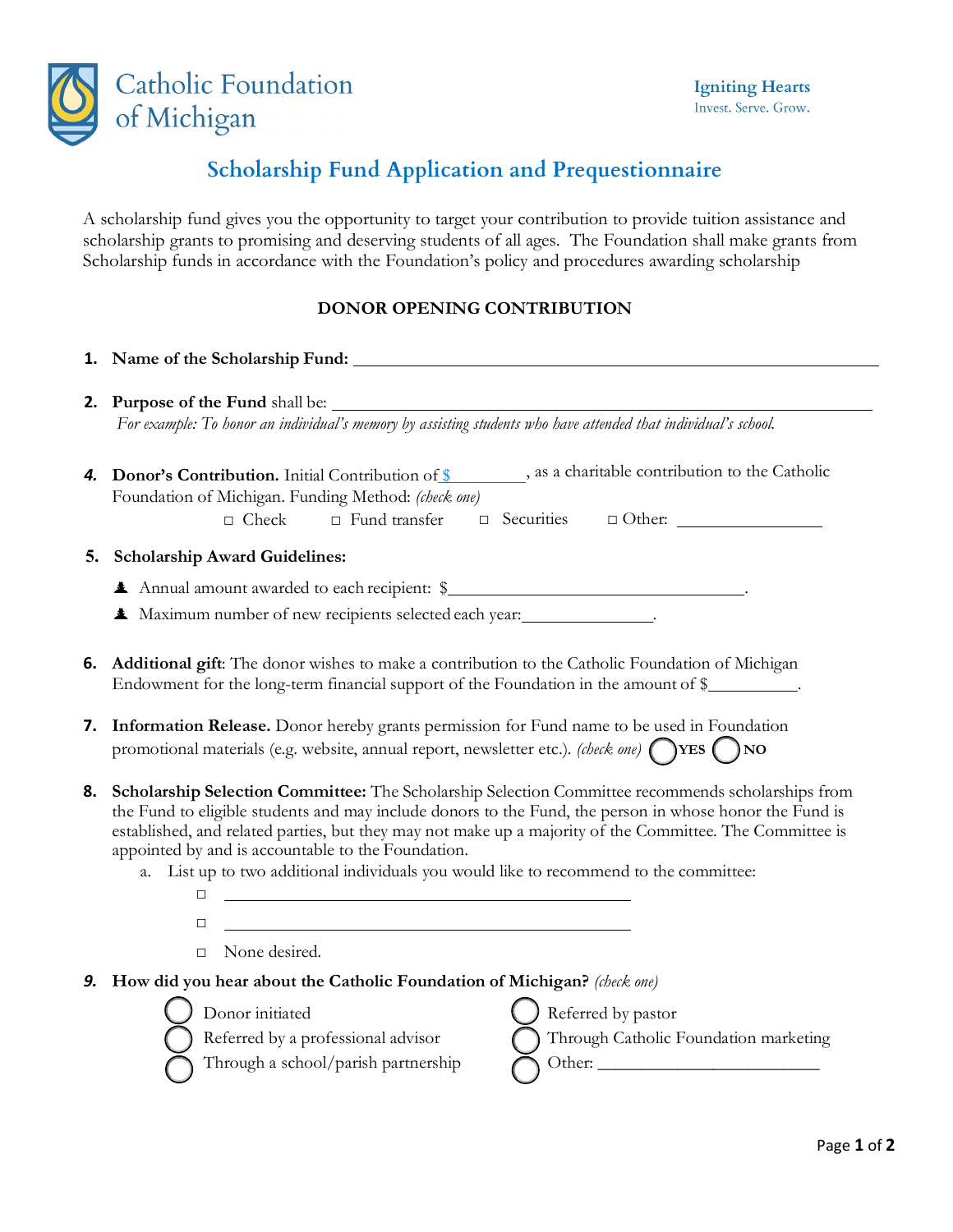Catholic Foundation of Michigan

**Igniting Hearts**
Invest. Serve. Grow.

# Scholarship Fund Application and Prequestionnaire

A scholarship fund gives you the opportunity to target your contribution to provide tuition assistance and scholarship grants to promising and deserving students of all ages. The Foundation shall make grants from Scholarship funds in accordance with the Foundation's policy and procedures awarding scholarship

## DONOR OPENING CONTRIBUTION

1. **Name of the Scholarship Fund:** ______________________________________________

2. **Purpose of the Fund** shall be: ______________________________________________
   *For example: To honor an individual's memory by assisting students who have attended that individual's school.*

4. **Donor's Contribution.** Initial Contribution of $________, as a charitable contribution to the Catholic Foundation of Michigan. Funding Method: *(check one)*
   □ Check  □ Fund transfer  □ Securities  □ Other: ________________

5. **Scholarship Award Guidelines:**
   - Annual amount awarded to each recipient: $__________________________________.
   - Maximum number of new recipients selected each year:_______________.

6. **Additional gift**: The donor wishes to make a contribution to the Catholic Foundation of Michigan Endowment for the long-term financial support of the Foundation in the amount of $__________.

7. **Information Release.** Donor hereby grants permission for Fund name to be used in Foundation promotional materials (e.g. website, annual report, newsletter etc.). *(check one)* ◯ **YES** ◯ **NO**

8. **Scholarship Selection Committee:** The Scholarship Selection Committee recommends scholarships from the Fund to eligible students and may include donors to the Fund, the person in whose honor the Fund is established, and related parties, but they may not make up a majority of the Committee. The Committee is appointed by and is accountable to the Foundation.
   a. List up to two additional individuals you would like to recommend to the committee:
      □ ____________________________________________
      □ ____________________________________________
      □ None desired.

9. **How did you hear about the Catholic Foundation of Michigan?** *(check one)*
   - ◯ Donor initiated
   - ◯ Referred by a professional advisor
   - ◯ Through a school/parish partnership
   - ◯ Referred by pastor
   - ◯ Through Catholic Foundation marketing
   - ◯ Other: __________________________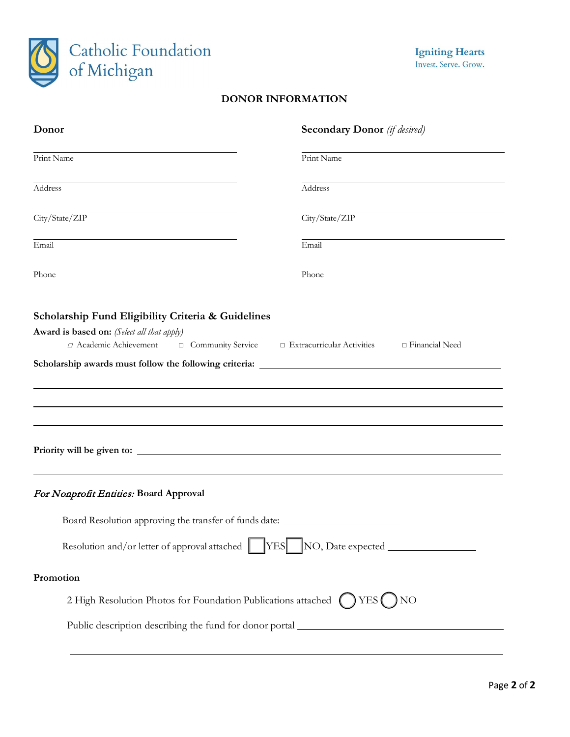Catholic Foundation of Michigan

**Igniting Hearts**
Invest. Serve. Grow.

## DONOR INFORMATION

| **Donor** | **Secondary Donor** *(if desired)* |
|---|---|
| Print Name | Print Name |
| Address | Address |
| City/State/ZIP | City/State/ZIP |
| Email | Email |
| Phone | Phone |

### Scholarship Fund Eligibility Criteria & Guidelines

**Award is based on:** *(Select all that apply)*

☐ Academic Achievement ☐ Community Service ☐ Extracurricular Activities ☐ Financial Need

**Scholarship awards must follow the following criteria:** ______________________________

______________________________

______________________________

______________________________

**Priority will be given to:** ______________________________

______________________________

### *For Nonprofit Entities:* Board Approval

Board Resolution approving the transfer of funds date: ______________

Resolution and/or letter of approval attached ☐ YES ☐ NO, Date expected ______________

### Promotion

2 High Resolution Photos for Foundation Publications attached ◯ YES ◯ NO

Public description describing the fund for donor portal ______________________________

______________________________